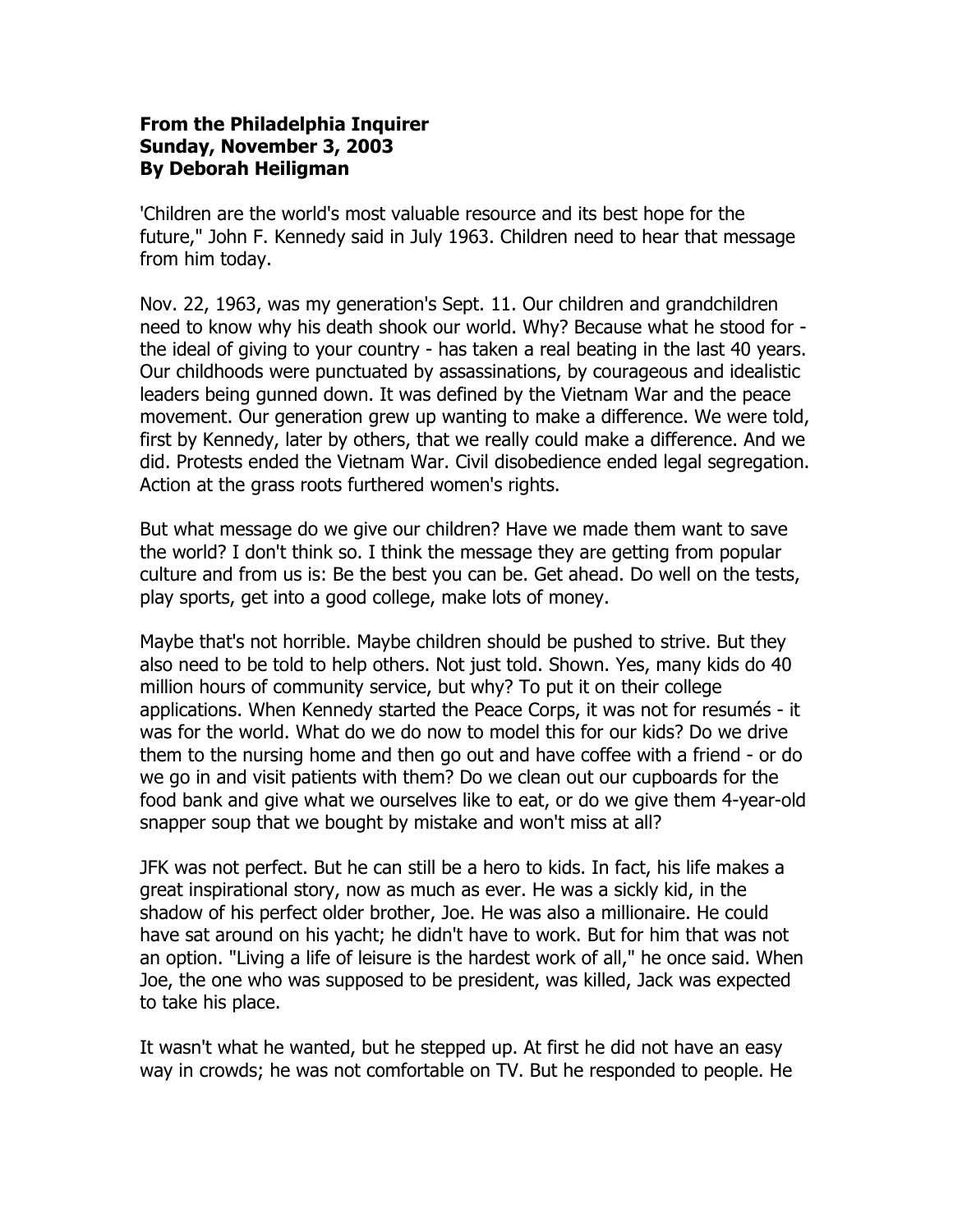**From the Philadelphia Inquirer**
**Sunday, November 3, 2003**
**By Deborah Heiligman**

'Children are the world's most valuable resource and its best hope for the future," John F. Kennedy said in July 1963. Children need to hear that message from him today.

Nov. 22, 1963, was my generation's Sept. 11. Our children and grandchildren need to know why his death shook our world. Why? Because what he stood for - the ideal of giving to your country - has taken a real beating in the last 40 years. Our childhoods were punctuated by assassinations, by courageous and idealistic leaders being gunned down. It was defined by the Vietnam War and the peace movement. Our generation grew up wanting to make a difference. We were told, first by Kennedy, later by others, that we really could make a difference. And we did. Protests ended the Vietnam War. Civil disobedience ended legal segregation. Action at the grass roots furthered women's rights.

But what message do we give our children? Have we made them want to save the world? I don't think so. I think the message they are getting from popular culture and from us is: Be the best you can be. Get ahead. Do well on the tests, play sports, get into a good college, make lots of money.

Maybe that's not horrible. Maybe children should be pushed to strive. But they also need to be told to help others. Not just told. Shown. Yes, many kids do 40 million hours of community service, but why? To put it on their college applications. When Kennedy started the Peace Corps, it was not for resumés - it was for the world. What do we do now to model this for our kids? Do we drive them to the nursing home and then go out and have coffee with a friend - or do we go in and visit patients with them? Do we clean out our cupboards for the food bank and give what we ourselves like to eat, or do we give them 4-year-old snapper soup that we bought by mistake and won't miss at all?

JFK was not perfect. But he can still be a hero to kids. In fact, his life makes a great inspirational story, now as much as ever. He was a sickly kid, in the shadow of his perfect older brother, Joe. He was also a millionaire. He could have sat around on his yacht; he didn't have to work. But for him that was not an option. "Living a life of leisure is the hardest work of all," he once said. When Joe, the one who was supposed to be president, was killed, Jack was expected to take his place.

It wasn't what he wanted, but he stepped up. At first he did not have an easy way in crowds; he was not comfortable on TV. But he responded to people. He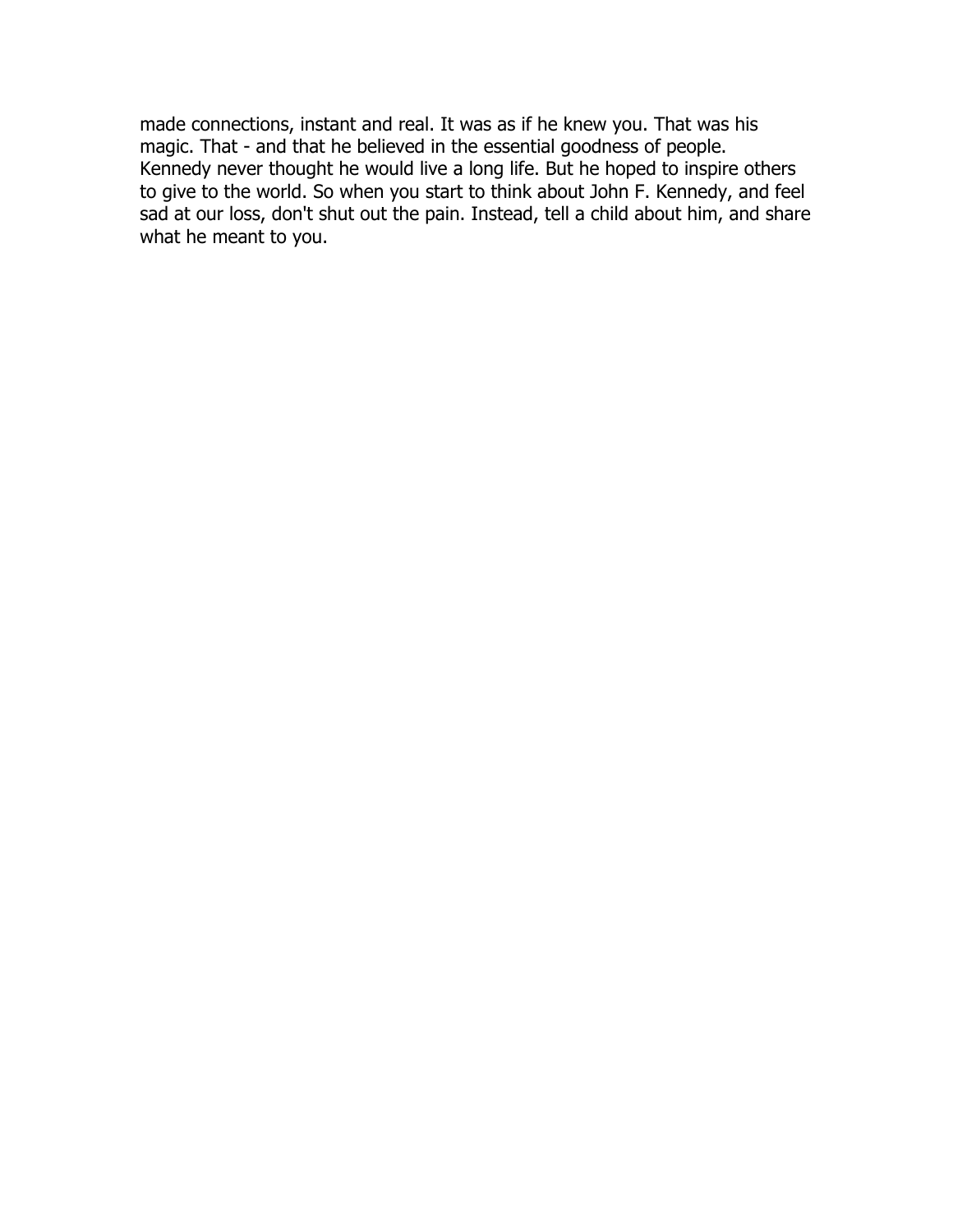made connections, instant and real. It was as if he knew you. That was his magic. That - and that he believed in the essential goodness of people.

Kennedy never thought he would live a long life. But he hoped to inspire others to give to the world. So when you start to think about John F. Kennedy, and feel sad at our loss, don't shut out the pain. Instead, tell a child about him, and share what he meant to you.